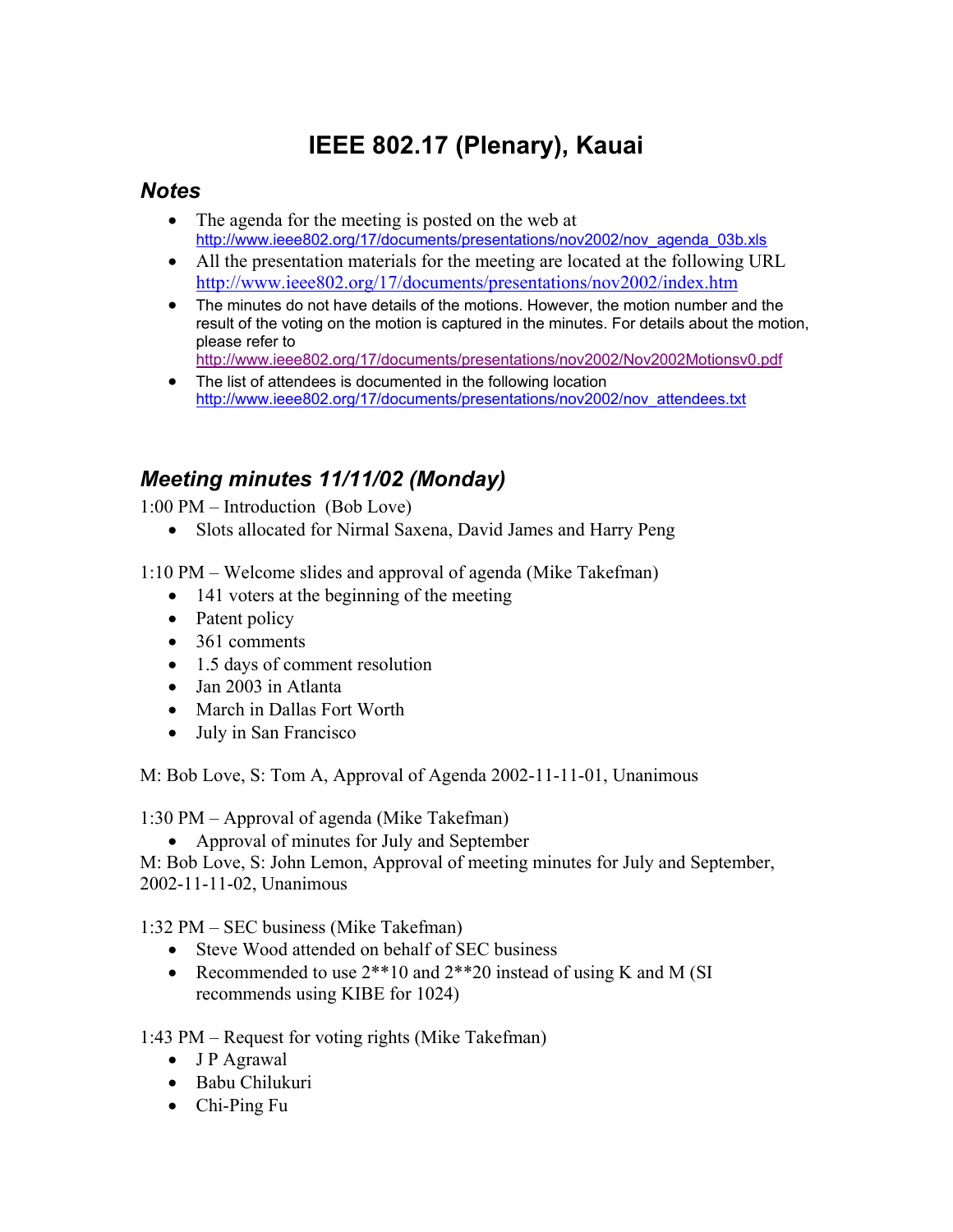# IEEE 802.17 (Plenary), Kauai

## Notes

- The agenda for the meeting is posted on the web at http://www.ieee802.org/17/documents/presentations/nov2002/nov_agenda_03b.xls
- All the presentation materials for the meeting are located at the following URL http://www.ieee802.org/17/documents/presentations/nov2002/index.htm
- The minutes do not have details of the motions. However, the motion number and the result of the voting on the motion is captured in the minutes. For details about the motion, please refer to http://www.ieee802.org/17/documents/presentations/nov2002/Nov2002Motionsv0.pdf
- The list of attendees is documented in the following location http://www.ieee802.org/17/documents/presentations/nov2002/nov_attendees.txt

## Meeting minutes 11/11/02 (Monday)

1:00 PM – Introduction (Bob Love)

- Slots allocated for Nirmal Saxena, David James and Harry Peng

1:10 PM – Welcome slides and approval of agenda (Mike Takefman)

- 141 voters at the beginning of the meeting
- Patent policy
- 361 comments
- 1.5 days of comment resolution
- Jan 2003 in Atlanta
- March in Dallas Fort Worth
- July in San Francisco

M: Bob Love, S: Tom A, Approval of Agenda 2002-11-11-01, Unanimous

1:30 PM – Approval of agenda (Mike Takefman)

- Approval of minutes for July and September

M: Bob Love, S: John Lemon, Approval of meeting minutes for July and September, 2002-11-11-02, Unanimous

1:32 PM – SEC business (Mike Takefman)

- Steve Wood attended on behalf of SEC business
- Recommended to use 2**10 and 2**20 instead of using K and M (SI recommends using KIBE for 1024)

1:43 PM – Request for voting rights (Mike Takefman)

- J P Agrawal
- Babu Chilukuri
- Chi-Ping Fu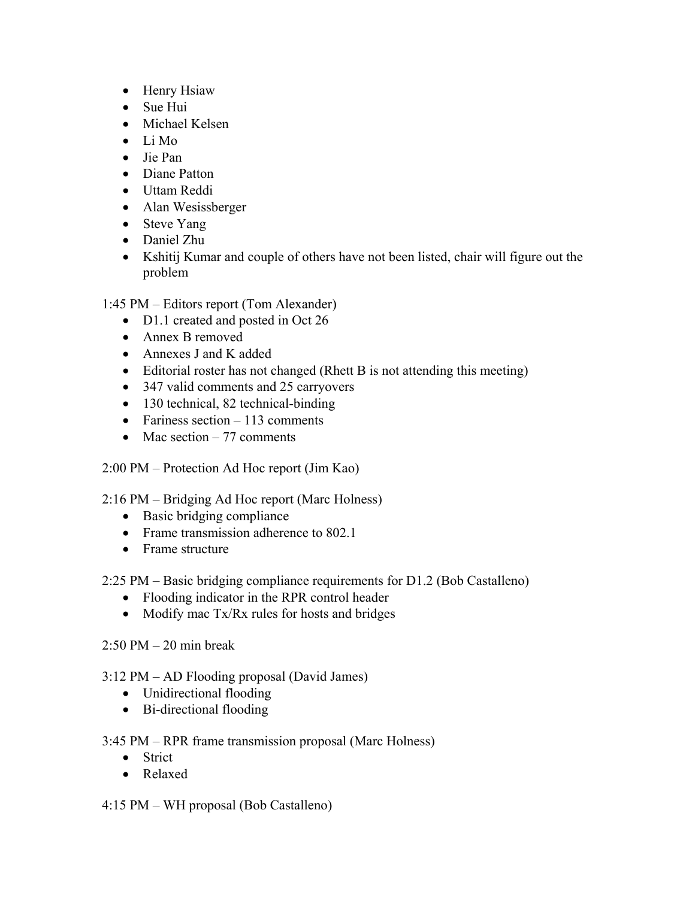- Henry Hsiaw
- Sue Hui
- Michael Kelsen
- Li Mo
- Jie Pan
- Diane Patton
- Uttam Reddi
- Alan Wesissberger
- Steve Yang
- Daniel Zhu
- Kshitij Kumar and couple of others have not been listed, chair will figure out the problem

1:45 PM – Editors report (Tom Alexander)

- D1.1 created and posted in Oct 26
- Annex B removed
- Annexes J and K added
- Editorial roster has not changed (Rhett B is not attending this meeting)
- 347 valid comments and 25 carryovers
- 130 technical, 82 technical-binding
- Fariness section – 113 comments
- Mac section – 77 comments

2:00 PM – Protection Ad Hoc report (Jim Kao)

2:16 PM – Bridging Ad Hoc report (Marc Holness)

- Basic bridging compliance
- Frame transmission adherence to 802.1
- Frame structure

2:25 PM – Basic bridging compliance requirements for D1.2 (Bob Castalleno)

- Flooding indicator in the RPR control header
- Modify mac Tx/Rx rules for hosts and bridges

2:50 PM – 20 min break

3:12 PM – AD Flooding proposal (David James)

- Unidirectional flooding
- Bi-directional flooding

3:45 PM – RPR frame transmission proposal (Marc Holness)

- Strict
- Relaxed

4:15 PM – WH proposal (Bob Castalleno)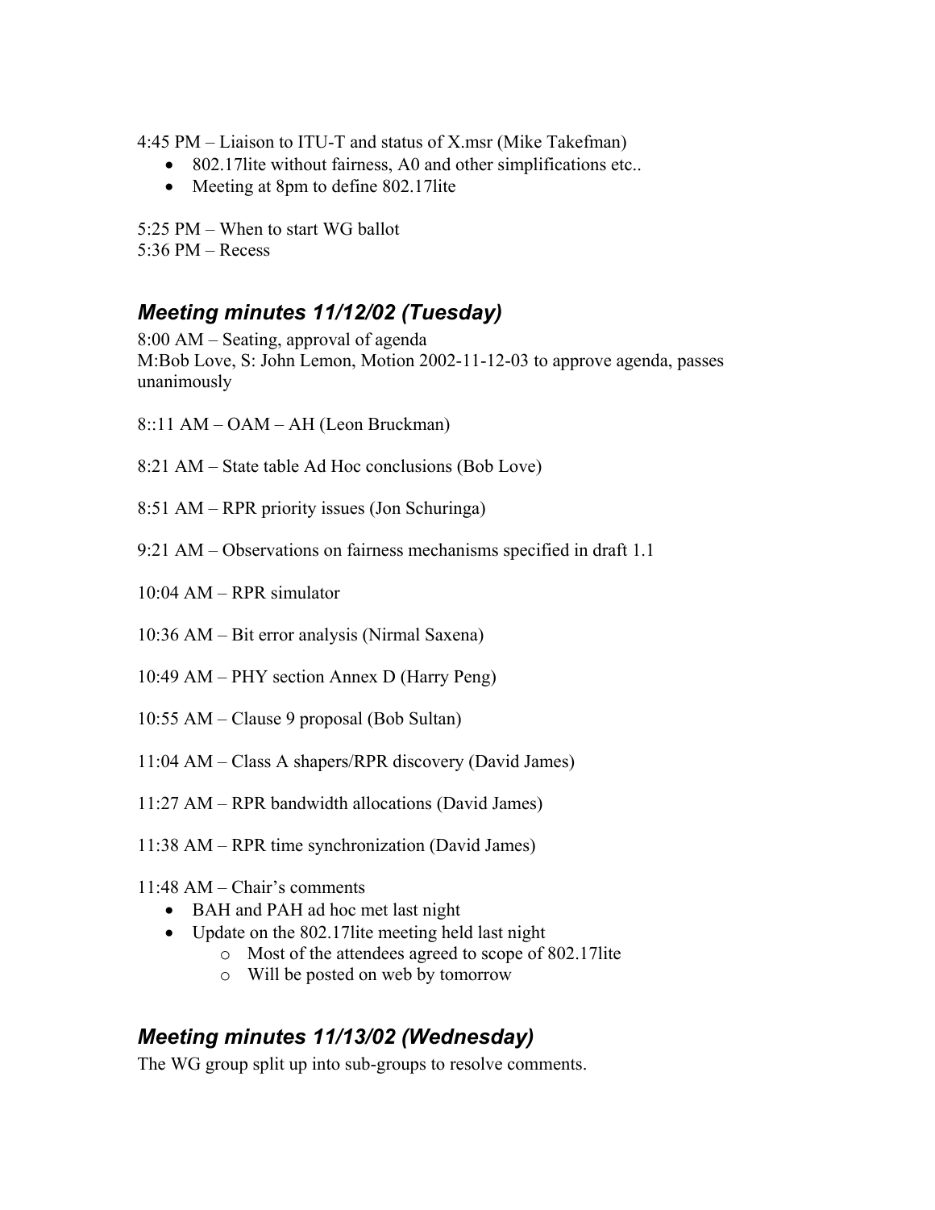4:45 PM – Liaison to ITU-T and status of X.msr (Mike Takefman)

- 802.17lite without fairness, A0 and other simplifications etc..
- Meeting at 8pm to define 802.17lite

5:25 PM – When to start WG ballot
5:36 PM – Recess

## *Meeting minutes 11/12/02 (Tuesday)*

8:00 AM – Seating, approval of agenda
M:Bob Love, S: John Lemon, Motion 2002-11-12-03 to approve agenda, passes unanimously

8::11 AM – OAM – AH (Leon Bruckman)

8:21 AM – State table Ad Hoc conclusions (Bob Love)

8:51 AM – RPR priority issues (Jon Schuringa)

9:21 AM – Observations on fairness mechanisms specified in draft 1.1

10:04 AM – RPR simulator

10:36 AM – Bit error analysis (Nirmal Saxena)

10:49 AM – PHY section Annex D (Harry Peng)

10:55 AM – Clause 9 proposal (Bob Sultan)

11:04 AM – Class A shapers/RPR discovery (David James)

11:27 AM – RPR bandwidth allocations (David James)

11:38 AM – RPR time synchronization (David James)

11:48 AM – Chair's comments

- BAH and PAH ad hoc met last night
- Update on the 802.17lite meeting held last night
  - Most of the attendees agreed to scope of 802.17lite
  - Will be posted on web by tomorrow

## *Meeting minutes 11/13/02 (Wednesday)*

The WG group split up into sub-groups to resolve comments.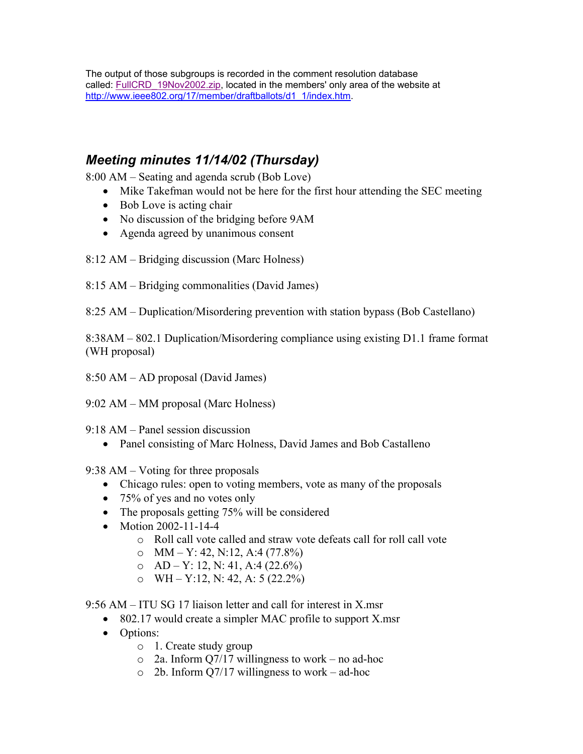The output of those subgroups is recorded in the comment resolution database called: [FullCRD_19Nov2002.zip](FullCRD_19Nov2002.zip), located in the members' only area of the website at [http://www.ieee802.org/17/member/draftballots/d1_1/index.htm](http://www.ieee802.org/17/member/draftballots/d1_1/index.htm).

## *Meeting minutes 11/14/02 (Thursday)*

8:00 AM – Seating and agenda scrub (Bob Love)

- Mike Takefman would not be here for the first hour attending the SEC meeting
- Bob Love is acting chair
- No discussion of the bridging before 9AM
- Agenda agreed by unanimous consent

8:12 AM – Bridging discussion (Marc Holness)

8:15 AM – Bridging commonalities (David James)

8:25 AM – Duplication/Misordering prevention with station bypass (Bob Castellano)

8:38AM – 802.1 Duplication/Misordering compliance using existing D1.1 frame format (WH proposal)

8:50 AM – AD proposal (David James)

9:02 AM – MM proposal (Marc Holness)

9:18 AM – Panel session discussion

- Panel consisting of Marc Holness, David James and Bob Castalleno

9:38 AM – Voting for three proposals

- Chicago rules: open to voting members, vote as many of the proposals
- 75% of yes and no votes only
- The proposals getting 75% will be considered
- Motion 2002-11-14-4
  - Roll call vote called and straw vote defeats call for roll call vote
  - MM – Y: 42, N:12, A:4 (77.8%)
  - AD – Y: 12, N: 41, A:4 (22.6%)
  - WH – Y:12, N: 42, A: 5 (22.2%)

9:56 AM – ITU SG 17 liaison letter and call for interest in X.msr

- 802.17 would create a simpler MAC profile to support X.msr
- Options:
  - 1. Create study group
  - 2a. Inform Q7/17 willingness to work – no ad-hoc
  - 2b. Inform Q7/17 willingness to work – ad-hoc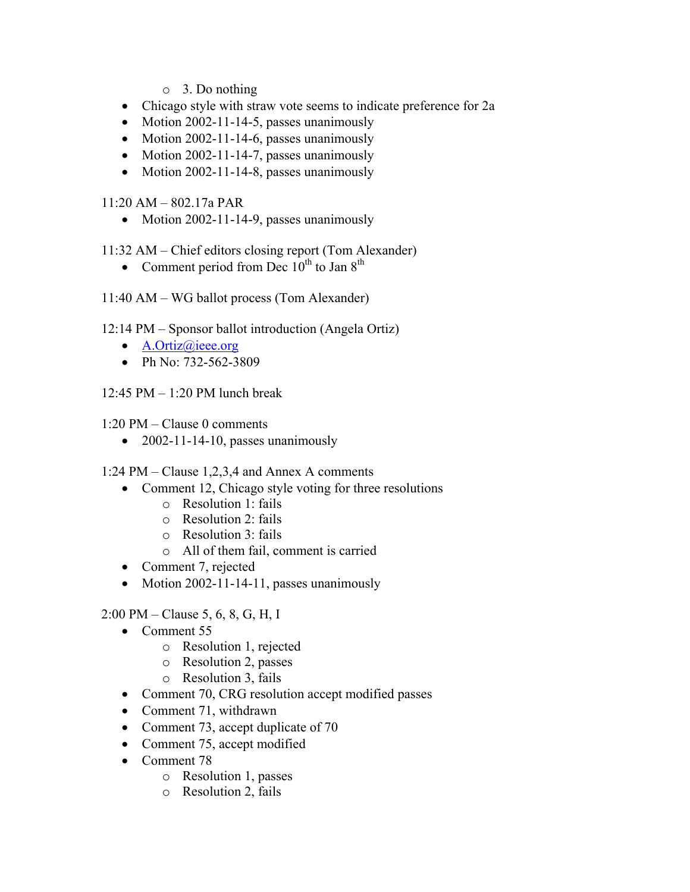- 3. Do nothing
- Chicago style with straw vote seems to indicate preference for 2a
- Motion 2002-11-14-5, passes unanimously
- Motion 2002-11-14-6, passes unanimously
- Motion 2002-11-14-7, passes unanimously
- Motion 2002-11-14-8, passes unanimously

11:20 AM – 802.17a PAR

- Motion 2002-11-14-9, passes unanimously

11:32 AM – Chief editors closing report (Tom Alexander)

- Comment period from Dec 10th to Jan 8th

11:40 AM – WG ballot process (Tom Alexander)

12:14 PM – Sponsor ballot introduction (Angela Ortiz)

- A.Ortiz@ieee.org
- Ph No: 732-562-3809

12:45 PM – 1:20 PM lunch break

1:20 PM – Clause 0 comments

- 2002-11-14-10, passes unanimously

1:24 PM – Clause 1,2,3,4 and Annex A comments

- Comment 12, Chicago style voting for three resolutions
    - Resolution 1: fails
    - Resolution 2: fails
    - Resolution 3: fails
    - All of them fail, comment is carried
- Comment 7, rejected
- Motion 2002-11-14-11, passes unanimously

2:00 PM – Clause 5, 6, 8, G, H, I

- Comment 55
    - Resolution 1, rejected
    - Resolution 2, passes
    - Resolution 3, fails
- Comment 70, CRG resolution accept modified passes
- Comment 71, withdrawn
- Comment 73, accept duplicate of 70
- Comment 75, accept modified
- Comment 78
    - Resolution 1, passes
    - Resolution 2, fails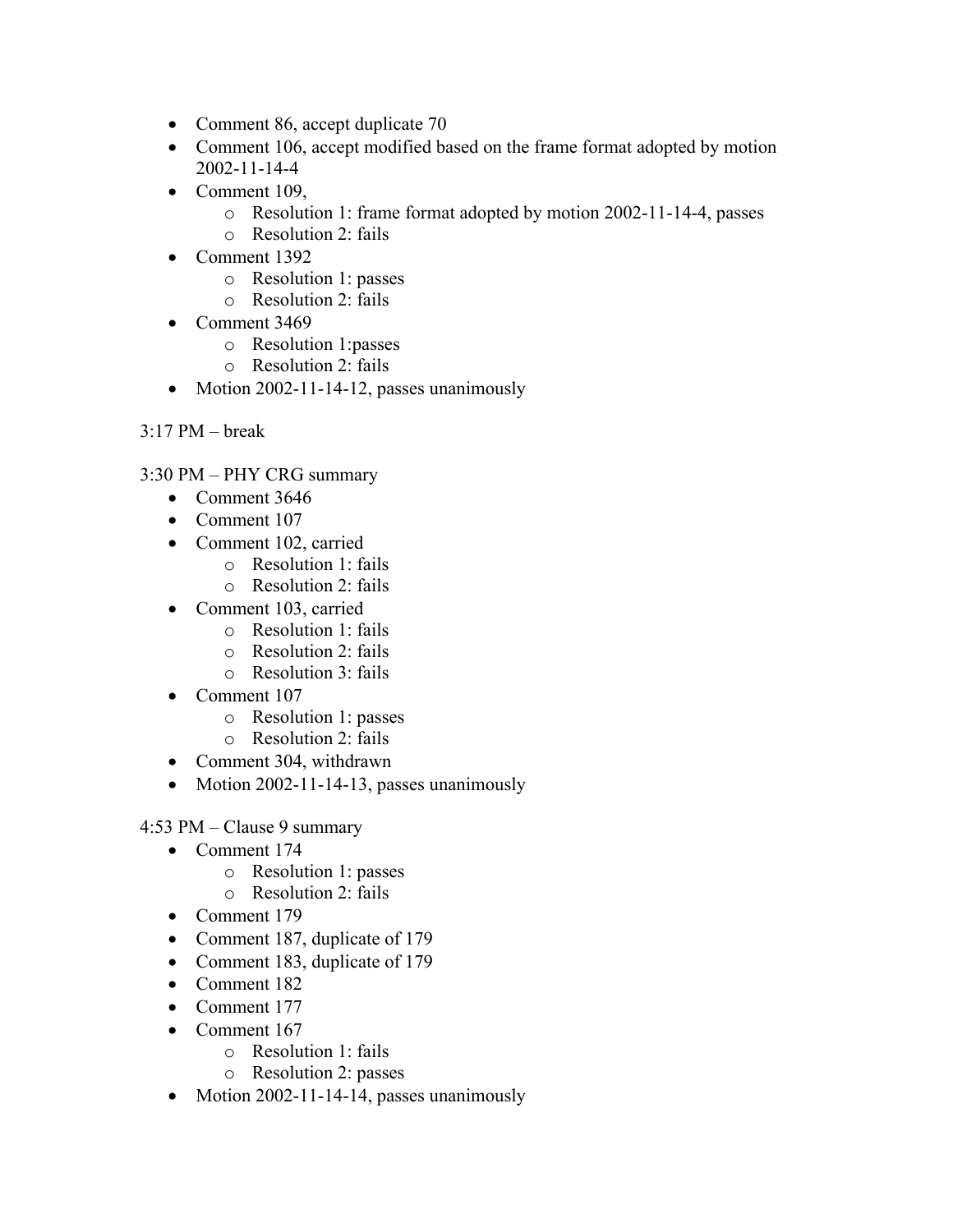- Comment 86, accept duplicate 70
- Comment 106, accept modified based on the frame format adopted by motion 2002-11-14-4
- Comment 109,
  - Resolution 1: frame format adopted by motion 2002-11-14-4, passes
  - Resolution 2: fails
- Comment 1392
  - Resolution 1: passes
  - Resolution 2: fails
- Comment 3469
  - Resolution 1:passes
  - Resolution 2: fails
- Motion 2002-11-14-12, passes unanimously

3:17 PM – break

3:30 PM – PHY CRG summary

- Comment 3646
- Comment 107
- Comment 102, carried
  - Resolution 1: fails
  - Resolution 2: fails
- Comment 103, carried
  - Resolution 1: fails
  - Resolution 2: fails
  - Resolution 3: fails
- Comment 107
  - Resolution 1: passes
  - Resolution 2: fails
- Comment 304, withdrawn
- Motion 2002-11-14-13, passes unanimously

4:53 PM – Clause 9 summary

- Comment 174
  - Resolution 1: passes
  - Resolution 2: fails
- Comment 179
- Comment 187, duplicate of 179
- Comment 183, duplicate of 179
- Comment 182
- Comment 177
- Comment 167
  - Resolution 1: fails
  - Resolution 2: passes
- Motion 2002-11-14-14, passes unanimously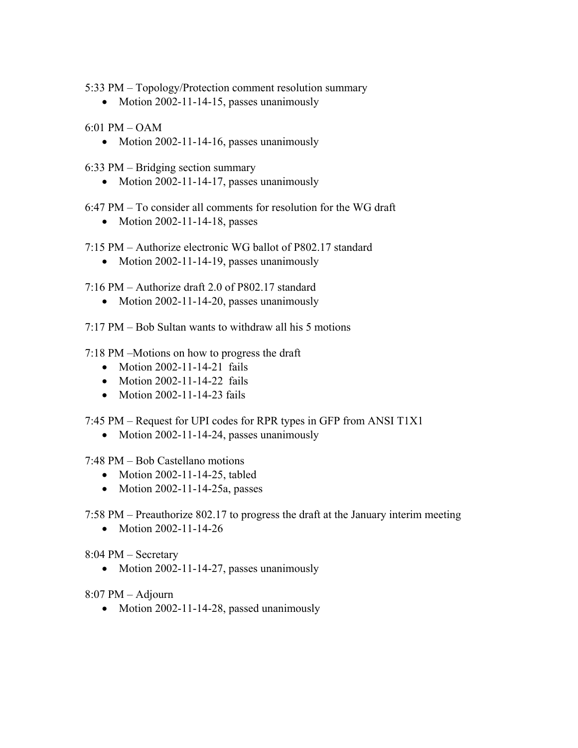5:33 PM – Topology/Protection comment resolution summary

- Motion 2002-11-14-15, passes unanimously

6:01 PM – OAM

- Motion 2002-11-14-16, passes unanimously

6:33 PM – Bridging section summary

- Motion 2002-11-14-17, passes unanimously

6:47 PM – To consider all comments for resolution for the WG draft

- Motion 2002-11-14-18, passes

7:15 PM – Authorize electronic WG ballot of P802.17 standard

- Motion 2002-11-14-19, passes unanimously

7:16 PM – Authorize draft 2.0 of P802.17 standard

- Motion 2002-11-14-20, passes unanimously

7:17 PM – Bob Sultan wants to withdraw all his 5 motions

7:18 PM –Motions on how to progress the draft

- Motion 2002-11-14-21 fails
- Motion 2002-11-14-22 fails
- Motion 2002-11-14-23 fails

7:45 PM – Request for UPI codes for RPR types in GFP from ANSI T1X1

- Motion 2002-11-14-24, passes unanimously

7:48 PM – Bob Castellano motions

- Motion 2002-11-14-25, tabled
- Motion 2002-11-14-25a, passes

7:58 PM – Preauthorize 802.17 to progress the draft at the January interim meeting

- Motion 2002-11-14-26

8:04 PM – Secretary

- Motion 2002-11-14-27, passes unanimously

8:07 PM – Adjourn

- Motion 2002-11-14-28, passed unanimously